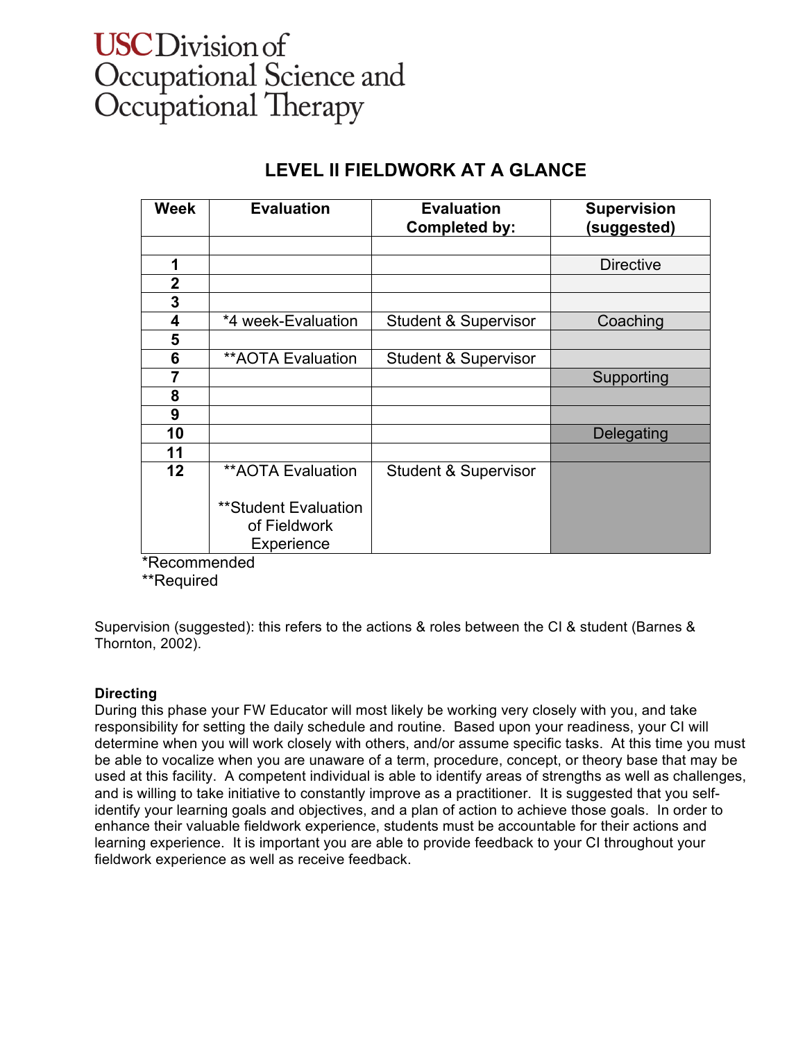USC Division of Occupational Science and Occupational Therapy

## LEVEL II FIELDWORK AT A GLANCE

| Week | Evaluation | Evaluation Completed by: | Supervision (suggested) |
|---|---|---|---|
| | | | |
| 1 | | | Directive |
| 2 | | | |
| 3 | | | |
| 4 | *4 week-Evaluation | Student & Supervisor | Coaching |
| 5 | | | |
| 6 | **AOTA Evaluation | Student & Supervisor | |
| 7 | | | Supporting |
| 8 | | | |
| 9 | | | |
| 10 | | | Delegating |
| 11 | | | |
| 12 | **AOTA Evaluation<br><br>**Student Evaluation of Fieldwork Experience | Student & Supervisor | |

*Recommended
**Required

Supervision (suggested): this refers to the actions & roles between the CI & student (Barnes & Thornton, 2002).

**Directing**
During this phase your FW Educator will most likely be working very closely with you, and take responsibility for setting the daily schedule and routine. Based upon your readiness, your CI will determine when you will work closely with others, and/or assume specific tasks. At this time you must be able to vocalize when you are unaware of a term, procedure, concept, or theory base that may be used at this facility. A competent individual is able to identify areas of strengths as well as challenges, and is willing to take initiative to constantly improve as a practitioner. It is suggested that you self-identify your learning goals and objectives, and a plan of action to achieve those goals. In order to enhance their valuable fieldwork experience, students must be accountable for their actions and learning experience. It is important you are able to provide feedback to your CI throughout your fieldwork experience as well as receive feedback.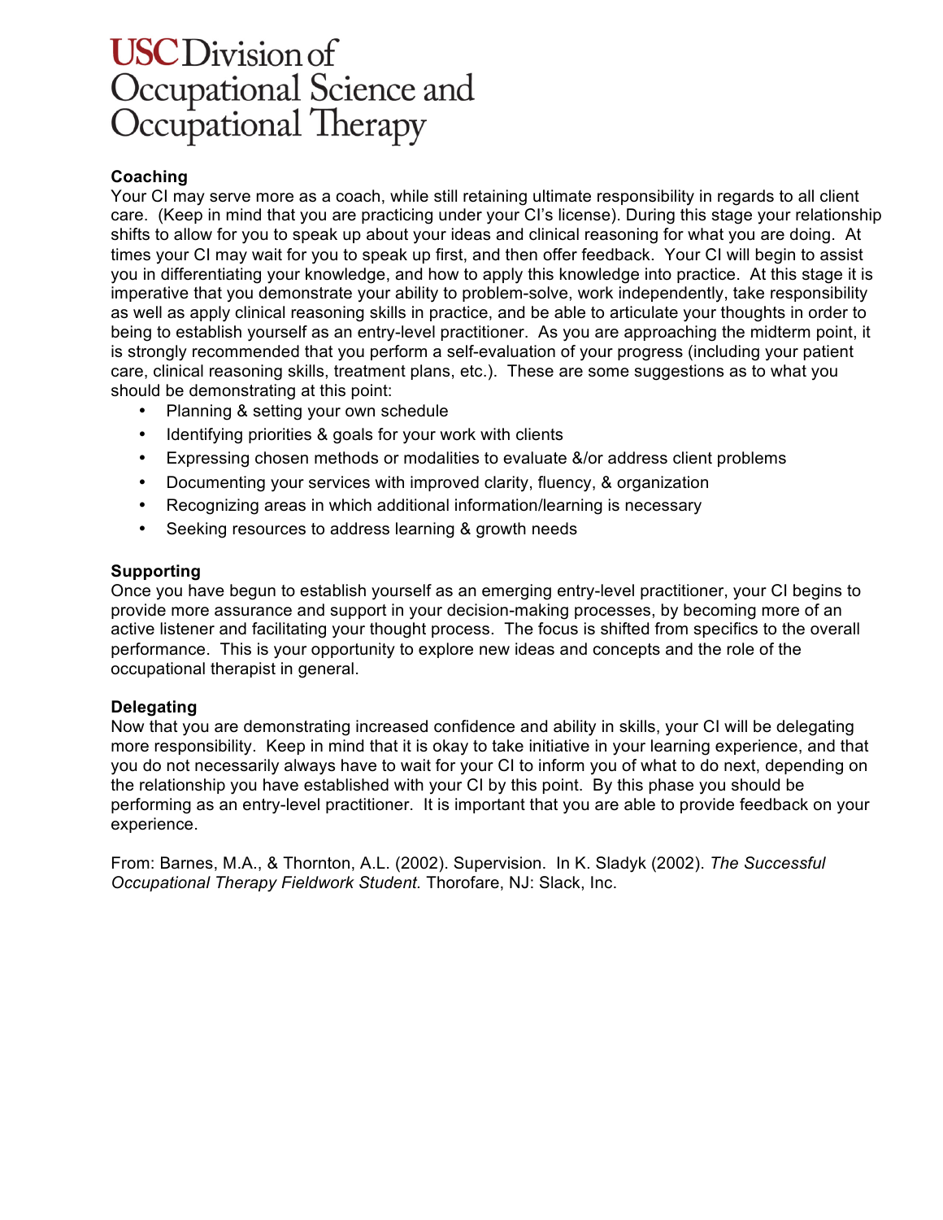# USC Division of Occupational Science and Occupational Therapy

**Coaching**

Your CI may serve more as a coach, while still retaining ultimate responsibility in regards to all client care. (Keep in mind that you are practicing under your CI's license). During this stage your relationship shifts to allow for you to speak up about your ideas and clinical reasoning for what you are doing. At times your CI may wait for you to speak up first, and then offer feedback. Your CI will begin to assist you in differentiating your knowledge, and how to apply this knowledge into practice. At this stage it is imperative that you demonstrate your ability to problem-solve, work independently, take responsibility as well as apply clinical reasoning skills in practice, and be able to articulate your thoughts in order to being to establish yourself as an entry-level practitioner. As you are approaching the midterm point, it is strongly recommended that you perform a self-evaluation of your progress (including your patient care, clinical reasoning skills, treatment plans, etc.). These are some suggestions as to what you should be demonstrating at this point:

- Planning & setting your own schedule
- Identifying priorities & goals for your work with clients
- Expressing chosen methods or modalities to evaluate &/or address client problems
- Documenting your services with improved clarity, fluency, & organization
- Recognizing areas in which additional information/learning is necessary
- Seeking resources to address learning & growth needs

**Supporting**

Once you have begun to establish yourself as an emerging entry-level practitioner, your CI begins to provide more assurance and support in your decision-making processes, by becoming more of an active listener and facilitating your thought process. The focus is shifted from specifics to the overall performance. This is your opportunity to explore new ideas and concepts and the role of the occupational therapist in general.

**Delegating**

Now that you are demonstrating increased confidence and ability in skills, your CI will be delegating more responsibility. Keep in mind that it is okay to take initiative in your learning experience, and that you do not necessarily always have to wait for your CI to inform you of what to do next, depending on the relationship you have established with your CI by this point. By this phase you should be performing as an entry-level practitioner. It is important that you are able to provide feedback on your experience.

From: Barnes, M.A., & Thornton, A.L. (2002). Supervision. In K. Sladyk (2002). *The Successful Occupational Therapy Fieldwork Student.* Thorofare, NJ: Slack, Inc.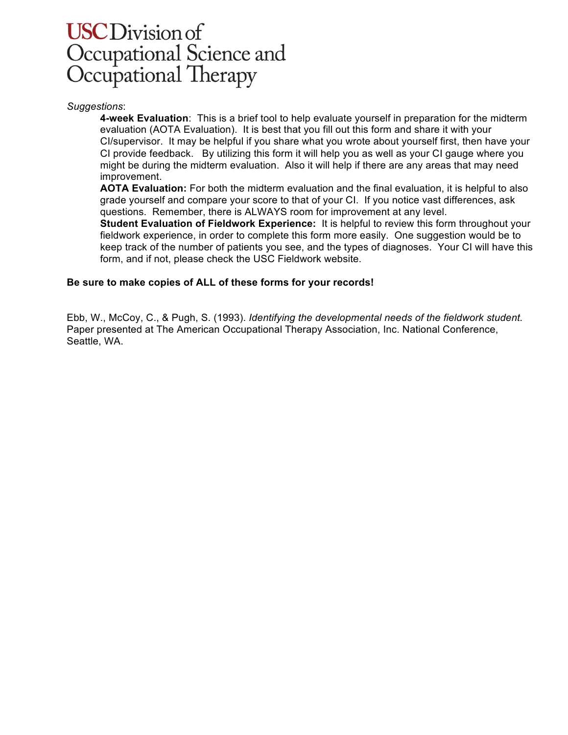# USC Division of Occupational Science and Occupational Therapy

*Suggestions*:

**4-week Evaluation**: This is a brief tool to help evaluate yourself in preparation for the midterm evaluation (AOTA Evaluation). It is best that you fill out this form and share it with your CI/supervisor. It may be helpful if you share what you wrote about yourself first, then have your CI provide feedback. By utilizing this form it will help you as well as your CI gauge where you might be during the midterm evaluation. Also it will help if there are any areas that may need improvement.

**AOTA Evaluation:** For both the midterm evaluation and the final evaluation, it is helpful to also grade yourself and compare your score to that of your CI. If you notice vast differences, ask questions. Remember, there is ALWAYS room for improvement at any level.

**Student Evaluation of Fieldwork Experience:** It is helpful to review this form throughout your fieldwork experience, in order to complete this form more easily. One suggestion would be to keep track of the number of patients you see, and the types of diagnoses. Your CI will have this form, and if not, please check the USC Fieldwork website.

**Be sure to make copies of ALL of these forms for your records!**

Ebb, W., McCoy, C., & Pugh, S. (1993). *Identifying the developmental needs of the fieldwork student.* Paper presented at The American Occupational Therapy Association, Inc. National Conference, Seattle, WA.